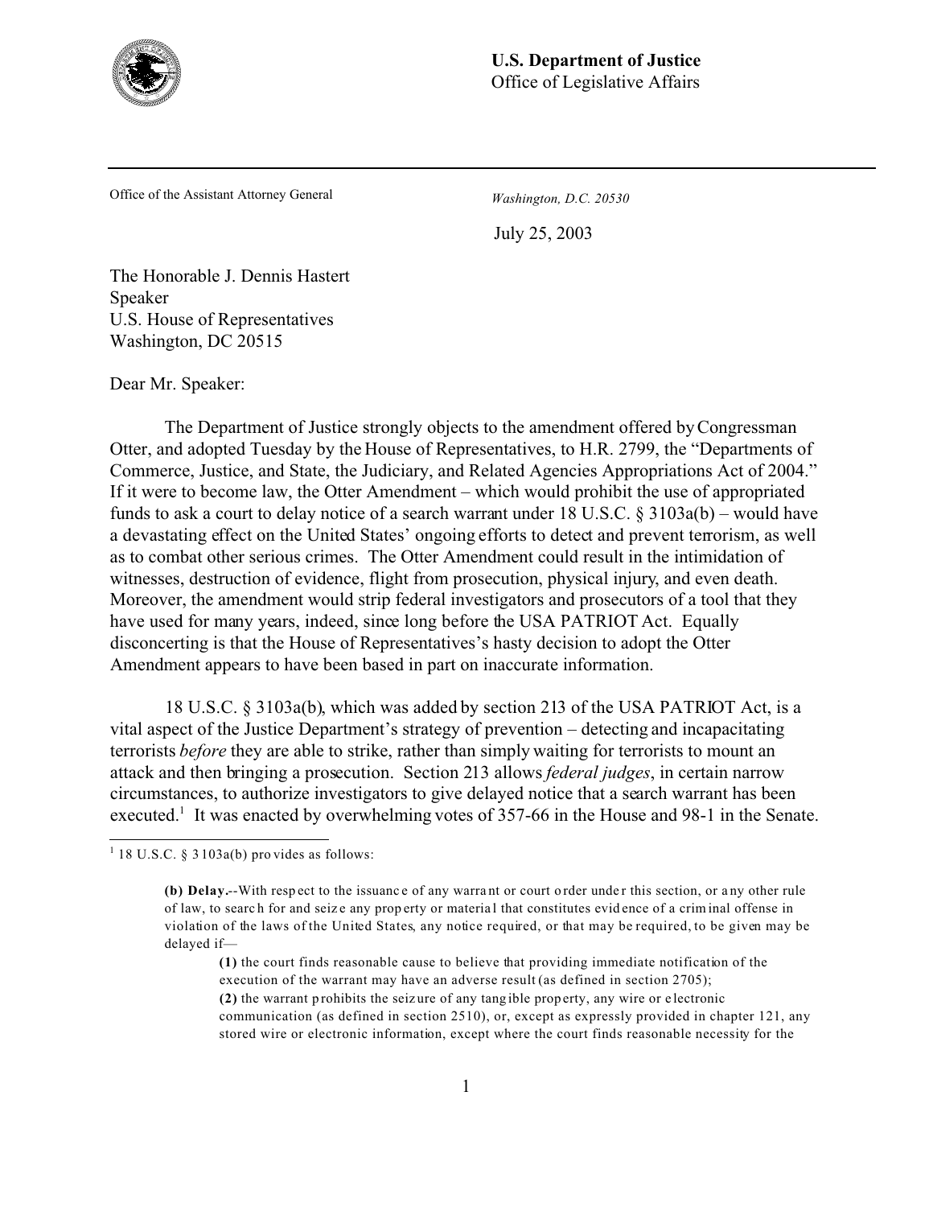**U.S. Department of Justice**
Office of Legislative Affairs

Office of the Assistant Attorney General

*Washington, D.C. 20530*

July 25, 2003

The Honorable J. Dennis Hastert
Speaker
U.S. House of Representatives
Washington, DC 20515

Dear Mr. Speaker:

The Department of Justice strongly objects to the amendment offered by Congressman Otter, and adopted Tuesday by the House of Representatives, to H.R. 2799, the "Departments of Commerce, Justice, and State, the Judiciary, and Related Agencies Appropriations Act of 2004." If it were to become law, the Otter Amendment – which would prohibit the use of appropriated funds to ask a court to delay notice of a search warrant under 18 U.S.C. § 3103a(b) – would have a devastating effect on the United States' ongoing efforts to detect and prevent terrorism, as well as to combat other serious crimes. The Otter Amendment could result in the intimidation of witnesses, destruction of evidence, flight from prosecution, physical injury, and even death. Moreover, the amendment would strip federal investigators and prosecutors of a tool that they have used for many years, indeed, since long before the USA PATRIOT Act. Equally disconcerting is that the House of Representatives's hasty decision to adopt the Otter Amendment appears to have been based in part on inaccurate information.

18 U.S.C. § 3103a(b), which was added by section 213 of the USA PATRIOT Act, is a vital aspect of the Justice Department's strategy of prevention – detecting and incapacitating terrorists *before* they are able to strike, rather than simply waiting for terrorists to mount an attack and then bringing a prosecution. Section 213 allows *federal judges*, in certain narrow circumstances, to authorize investigators to give delayed notice that a search warrant has been executed.[1] It was enacted by overwhelming votes of 357-66 in the House and 98-1 in the Senate.

---

[1] 18 U.S.C. § 3103a(b) provides as follows:

> **(b) Delay.**--With respect to the issuance of any warrant or court order under this section, or any other rule of law, to search for and seize any property or material that constitutes evidence of a criminal offense in violation of the laws of the United States, any notice required, or that may be required, to be given may be delayed if—
>
> **(1)** the court finds reasonable cause to believe that providing immediate notification of the execution of the warrant may have an adverse result (as defined in section 2705);
>
> **(2)** the warrant prohibits the seizure of any tangible property, any wire or electronic communication (as defined in section 2510), or, except as expressly provided in chapter 121, any stored wire or electronic information, except where the court finds reasonable necessity for the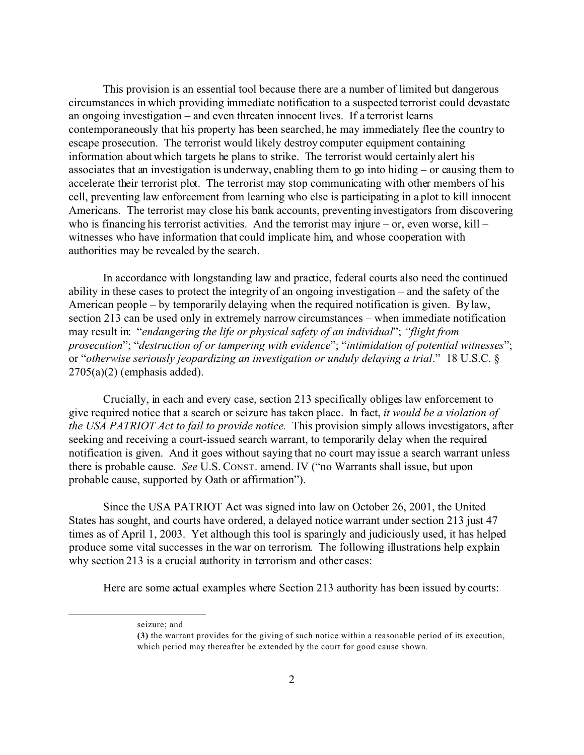This provision is an essential tool because there are a number of limited but dangerous circumstances in which providing immediate notification to a suspected terrorist could devastate an ongoing investigation – and even threaten innocent lives. If a terrorist learns contemporaneously that his property has been searched, he may immediately flee the country to escape prosecution. The terrorist would likely destroy computer equipment containing information about which targets he plans to strike. The terrorist would certainly alert his associates that an investigation is underway, enabling them to go into hiding – or causing them to accelerate their terrorist plot. The terrorist may stop communicating with other members of his cell, preventing law enforcement from learning who else is participating in a plot to kill innocent Americans. The terrorist may close his bank accounts, preventing investigators from discovering who is financing his terrorist activities. And the terrorist may injure – or, even worse, kill – witnesses who have information that could implicate him, and whose cooperation with authorities may be revealed by the search.

In accordance with longstanding law and practice, federal courts also need the continued ability in these cases to protect the integrity of an ongoing investigation – and the safety of the American people – by temporarily delaying when the required notification is given. By law, section 213 can be used only in extremely narrow circumstances – when immediate notification may result in: "*endangering the life or physical safety of an individual*"; "*flight from prosecution*"; "*destruction of or tampering with evidence*"; "*intimidation of potential witnesses*"; or "*otherwise seriously jeopardizing an investigation or unduly delaying a trial*." 18 U.S.C. § 2705(a)(2) (emphasis added).

Crucially, in each and every case, section 213 specifically obliges law enforcement to give required notice that a search or seizure has taken place. In fact, *it would be a violation of the USA PATRIOT Act to fail to provide notice.* This provision simply allows investigators, after seeking and receiving a court-issued search warrant, to temporarily delay when the required notification is given. And it goes without saying that no court may issue a search warrant unless there is probable cause. *See* U.S. CONST. amend. IV ("no Warrants shall issue, but upon probable cause, supported by Oath or affirmation").

Since the USA PATRIOT Act was signed into law on October 26, 2001, the United States has sought, and courts have ordered, a delayed notice warrant under section 213 just 47 times as of April 1, 2003. Yet although this tool is sparingly and judiciously used, it has helped produce some vital successes in the war on terrorism. The following illustrations help explain why section 213 is a crucial authority in terrorism and other cases:

Here are some actual examples where Section 213 authority has been issued by courts:

---

seizure; and

**(3)** the warrant provides for the giving of such notice within a reasonable period of its execution, which period may thereafter be extended by the court for good cause shown.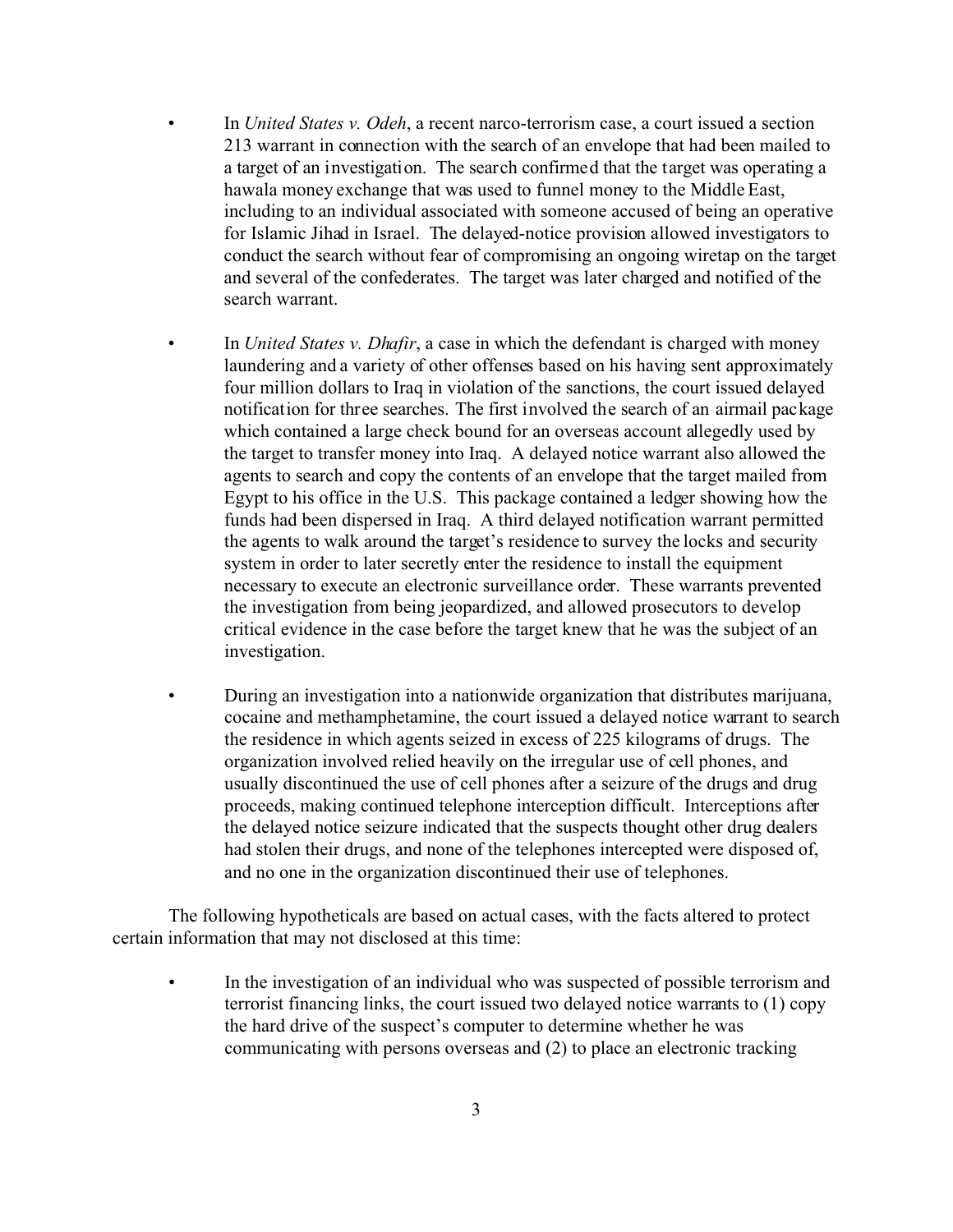- In *United States v. Odeh*, a recent narco-terrorism case, a court issued a section 213 warrant in connection with the search of an envelope that had been mailed to a target of an investigation. The search confirmed that the target was operating a hawala money exchange that was used to funnel money to the Middle East, including to an individual associated with someone accused of being an operative for Islamic Jihad in Israel. The delayed-notice provision allowed investigators to conduct the search without fear of compromising an ongoing wiretap on the target and several of the confederates. The target was later charged and notified of the search warrant.

- In *United States v. Dhafir*, a case in which the defendant is charged with money laundering and a variety of other offenses based on his having sent approximately four million dollars to Iraq in violation of the sanctions, the court issued delayed notification for three searches. The first involved the search of an airmail package which contained a large check bound for an overseas account allegedly used by the target to transfer money into Iraq. A delayed notice warrant also allowed the agents to search and copy the contents of an envelope that the target mailed from Egypt to his office in the U.S. This package contained a ledger showing how the funds had been dispersed in Iraq. A third delayed notification warrant permitted the agents to walk around the target's residence to survey the locks and security system in order to later secretly enter the residence to install the equipment necessary to execute an electronic surveillance order. These warrants prevented the investigation from being jeopardized, and allowed prosecutors to develop critical evidence in the case before the target knew that he was the subject of an investigation.

- During an investigation into a nationwide organization that distributes marijuana, cocaine and methamphetamine, the court issued a delayed notice warrant to search the residence in which agents seized in excess of 225 kilograms of drugs. The organization involved relied heavily on the irregular use of cell phones, and usually discontinued the use of cell phones after a seizure of the drugs and drug proceeds, making continued telephone interception difficult. Interceptions after the delayed notice seizure indicated that the suspects thought other drug dealers had stolen their drugs, and none of the telephones intercepted were disposed of, and no one in the organization discontinued their use of telephones.

The following hypotheticals are based on actual cases, with the facts altered to protect certain information that may not disclosed at this time:

- In the investigation of an individual who was suspected of possible terrorism and terrorist financing links, the court issued two delayed notice warrants to (1) copy the hard drive of the suspect's computer to determine whether he was communicating with persons overseas and (2) to place an electronic tracking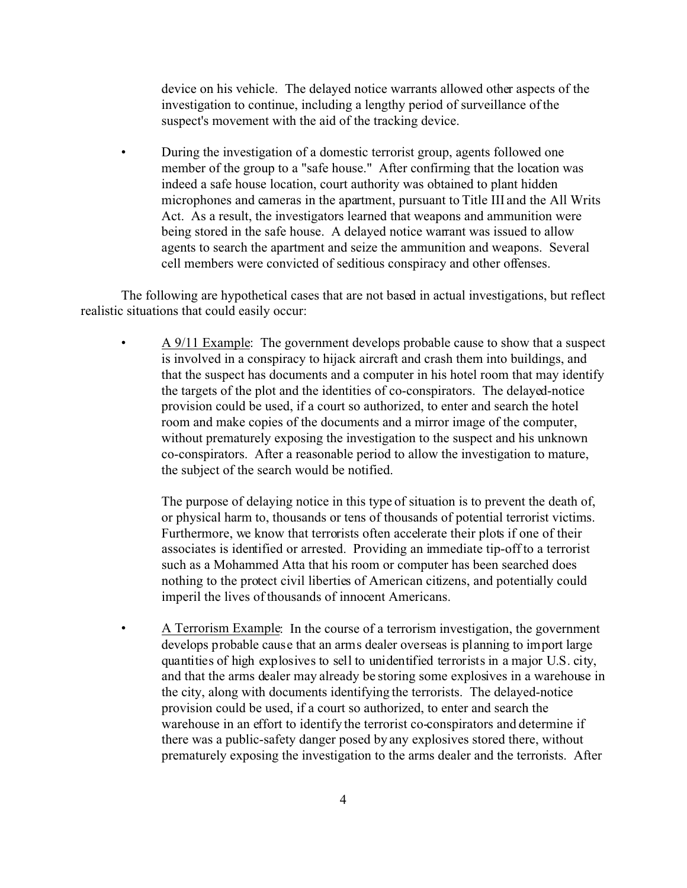device on his vehicle. The delayed notice warrants allowed other aspects of the investigation to continue, including a lengthy period of surveillance of the suspect's movement with the aid of the tracking device.

- During the investigation of a domestic terrorist group, agents followed one member of the group to a "safe house." After confirming that the location was indeed a safe house location, court authority was obtained to plant hidden microphones and cameras in the apartment, pursuant to Title III and the All Writs Act. As a result, the investigators learned that weapons and ammunition were being stored in the safe house. A delayed notice warrant was issued to allow agents to search the apartment and seize the ammunition and weapons. Several cell members were convicted of seditious conspiracy and other offenses.

The following are hypothetical cases that are not based in actual investigations, but reflect realistic situations that could easily occur:

- A 9/11 Example: The government develops probable cause to show that a suspect is involved in a conspiracy to hijack aircraft and crash them into buildings, and that the suspect has documents and a computer in his hotel room that may identify the targets of the plot and the identities of co-conspirators. The delayed-notice provision could be used, if a court so authorized, to enter and search the hotel room and make copies of the documents and a mirror image of the computer, without prematurely exposing the investigation to the suspect and his unknown co-conspirators. After a reasonable period to allow the investigation to mature, the subject of the search would be notified.

  The purpose of delaying notice in this type of situation is to prevent the death of, or physical harm to, thousands or tens of thousands of potential terrorist victims. Furthermore, we know that terrorists often accelerate their plots if one of their associates is identified or arrested. Providing an immediate tip-off to a terrorist such as a Mohammed Atta that his room or computer has been searched does nothing to the protect civil liberties of American citizens, and potentially could imperil the lives of thousands of innocent Americans.

- A Terrorism Example: In the course of a terrorism investigation, the government develops probable cause that an arms dealer overseas is planning to import large quantities of high explosives to sell to unidentified terrorists in a major U.S. city, and that the arms dealer may already be storing some explosives in a warehouse in the city, along with documents identifying the terrorists. The delayed-notice provision could be used, if a court so authorized, to enter and search the warehouse in an effort to identify the terrorist co-conspirators and determine if there was a public-safety danger posed by any explosives stored there, without prematurely exposing the investigation to the arms dealer and the terrorists. After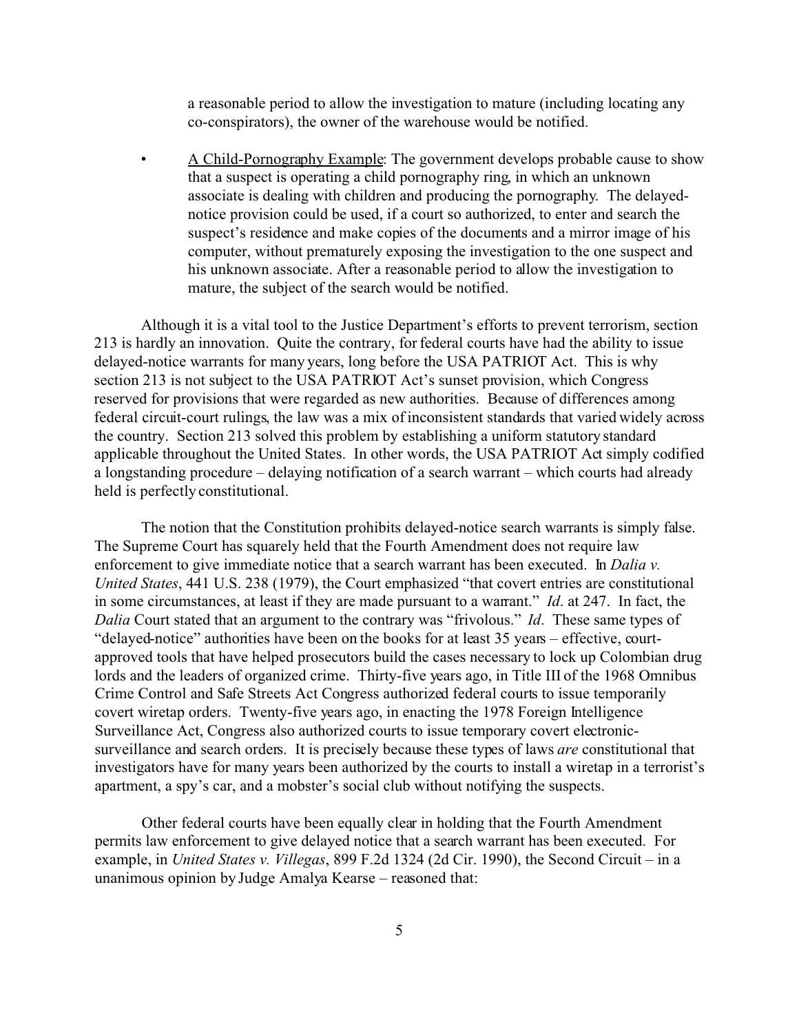a reasonable period to allow the investigation to mature (including locating any co-conspirators), the owner of the warehouse would be notified.

- A Child-Pornography Example: The government develops probable cause to show that a suspect is operating a child pornography ring, in which an unknown associate is dealing with children and producing the pornography. The delayed-notice provision could be used, if a court so authorized, to enter and search the suspect's residence and make copies of the documents and a mirror image of his computer, without prematurely exposing the investigation to the one suspect and his unknown associate. After a reasonable period to allow the investigation to mature, the subject of the search would be notified.

Although it is a vital tool to the Justice Department's efforts to prevent terrorism, section 213 is hardly an innovation. Quite the contrary, for federal courts have had the ability to issue delayed-notice warrants for many years, long before the USA PATRIOT Act. This is why section 213 is not subject to the USA PATRIOT Act's sunset provision, which Congress reserved for provisions that were regarded as new authorities. Because of differences among federal circuit-court rulings, the law was a mix of inconsistent standards that varied widely across the country. Section 213 solved this problem by establishing a uniform statutory standard applicable throughout the United States. In other words, the USA PATRIOT Act simply codified a longstanding procedure – delaying notification of a search warrant – which courts had already held is perfectly constitutional.

The notion that the Constitution prohibits delayed-notice search warrants is simply false. The Supreme Court has squarely held that the Fourth Amendment does not require law enforcement to give immediate notice that a search warrant has been executed. In *Dalia v. United States*, 441 U.S. 238 (1979), the Court emphasized "that covert entries are constitutional in some circumstances, at least if they are made pursuant to a warrant." *Id*. at 247. In fact, the *Dalia* Court stated that an argument to the contrary was "frivolous." *Id*. These same types of "delayed-notice" authorities have been on the books for at least 35 years – effective, court-approved tools that have helped prosecutors build the cases necessary to lock up Colombian drug lords and the leaders of organized crime. Thirty-five years ago, in Title III of the 1968 Omnibus Crime Control and Safe Streets Act Congress authorized federal courts to issue temporarily covert wiretap orders. Twenty-five years ago, in enacting the 1978 Foreign Intelligence Surveillance Act, Congress also authorized courts to issue temporary covert electronic-surveillance and search orders. It is precisely because these types of laws *are* constitutional that investigators have for many years been authorized by the courts to install a wiretap in a terrorist's apartment, a spy's car, and a mobster's social club without notifying the suspects.

Other federal courts have been equally clear in holding that the Fourth Amendment permits law enforcement to give delayed notice that a search warrant has been executed. For example, in *United States v. Villegas*, 899 F.2d 1324 (2d Cir. 1990), the Second Circuit – in a unanimous opinion by Judge Amalya Kearse – reasoned that: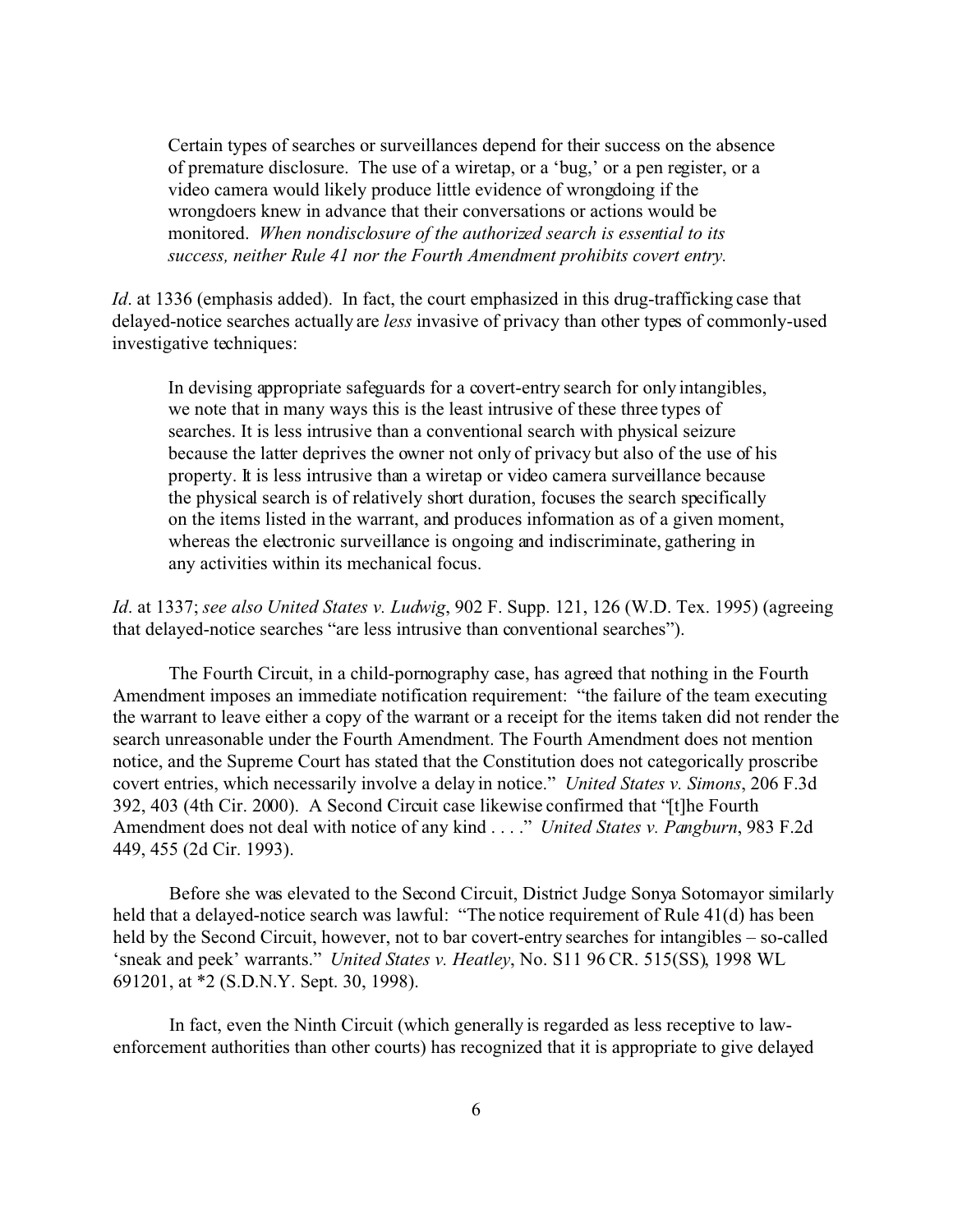> Certain types of searches or surveillances depend for their success on the absence of premature disclosure. The use of a wiretap, or a 'bug,' or a pen register, or a video camera would likely produce little evidence of wrongdoing if the wrongdoers knew in advance that their conversations or actions would be monitored. *When nondisclosure of the authorized search is essential to its success, neither Rule 41 nor the Fourth Amendment prohibits covert entry.*

*Id*. at 1336 (emphasis added). In fact, the court emphasized in this drug-trafficking case that delayed-notice searches actually are *less* invasive of privacy than other types of commonly-used investigative techniques:

> In devising appropriate safeguards for a covert-entry search for only intangibles, we note that in many ways this is the least intrusive of these three types of searches. It is less intrusive than a conventional search with physical seizure because the latter deprives the owner not only of privacy but also of the use of his property. It is less intrusive than a wiretap or video camera surveillance because the physical search is of relatively short duration, focuses the search specifically on the items listed in the warrant, and produces information as of a given moment, whereas the electronic surveillance is ongoing and indiscriminate, gathering in any activities within its mechanical focus.

*Id*. at 1337; *see also United States v. Ludwig*, 902 F. Supp. 121, 126 (W.D. Tex. 1995) (agreeing that delayed-notice searches "are less intrusive than conventional searches").

The Fourth Circuit, in a child-pornography case, has agreed that nothing in the Fourth Amendment imposes an immediate notification requirement: "the failure of the team executing the warrant to leave either a copy of the warrant or a receipt for the items taken did not render the search unreasonable under the Fourth Amendment. The Fourth Amendment does not mention notice, and the Supreme Court has stated that the Constitution does not categorically proscribe covert entries, which necessarily involve a delay in notice." *United States v. Simons*, 206 F.3d 392, 403 (4th Cir. 2000). A Second Circuit case likewise confirmed that "[t]he Fourth Amendment does not deal with notice of any kind . . . ." *United States v. Pangburn*, 983 F.2d 449, 455 (2d Cir. 1993).

Before she was elevated to the Second Circuit, District Judge Sonya Sotomayor similarly held that a delayed-notice search was lawful: "The notice requirement of Rule 41(d) has been held by the Second Circuit, however, not to bar covert-entry searches for intangibles – so-called 'sneak and peek' warrants." *United States v. Heatley*, No. S11 96 CR. 515(SS), 1998 WL 691201, at *2 (S.D.N.Y. Sept. 30, 1998).

In fact, even the Ninth Circuit (which generally is regarded as less receptive to law-enforcement authorities than other courts) has recognized that it is appropriate to give delayed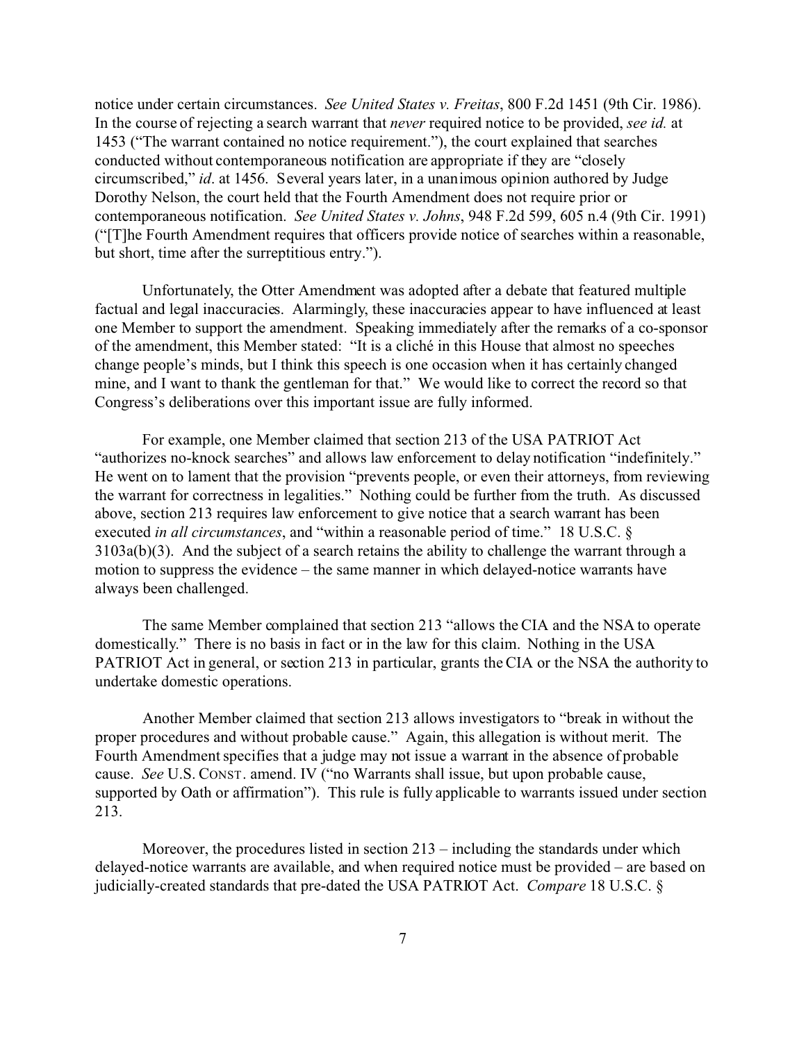notice under certain circumstances. *See United States v. Freitas*, 800 F.2d 1451 (9th Cir. 1986). In the course of rejecting a search warrant that *never* required notice to be provided, *see id.* at 1453 ("The warrant contained no notice requirement."), the court explained that searches conducted without contemporaneous notification are appropriate if they are "closely circumscribed," *id*. at 1456. Several years later, in a unanimous opinion authored by Judge Dorothy Nelson, the court held that the Fourth Amendment does not require prior or contemporaneous notification. *See United States v. Johns*, 948 F.2d 599, 605 n.4 (9th Cir. 1991) ("[T]he Fourth Amendment requires that officers provide notice of searches within a reasonable, but short, time after the surreptitious entry.").

Unfortunately, the Otter Amendment was adopted after a debate that featured multiple factual and legal inaccuracies. Alarmingly, these inaccuracies appear to have influenced at least one Member to support the amendment. Speaking immediately after the remarks of a co-sponsor of the amendment, this Member stated: "It is a cliché in this House that almost no speeches change people's minds, but I think this speech is one occasion when it has certainly changed mine, and I want to thank the gentleman for that." We would like to correct the record so that Congress's deliberations over this important issue are fully informed.

For example, one Member claimed that section 213 of the USA PATRIOT Act "authorizes no-knock searches" and allows law enforcement to delay notification "indefinitely." He went on to lament that the provision "prevents people, or even their attorneys, from reviewing the warrant for correctness in legalities." Nothing could be further from the truth. As discussed above, section 213 requires law enforcement to give notice that a search warrant has been executed *in all circumstances*, and "within a reasonable period of time." 18 U.S.C. § 3103a(b)(3). And the subject of a search retains the ability to challenge the warrant through a motion to suppress the evidence – the same manner in which delayed-notice warrants have always been challenged.

The same Member complained that section 213 "allows the CIA and the NSA to operate domestically." There is no basis in fact or in the law for this claim. Nothing in the USA PATRIOT Act in general, or section 213 in particular, grants the CIA or the NSA the authority to undertake domestic operations.

Another Member claimed that section 213 allows investigators to "break in without the proper procedures and without probable cause." Again, this allegation is without merit. The Fourth Amendment specifies that a judge may not issue a warrant in the absence of probable cause. *See* U.S. CONST. amend. IV ("no Warrants shall issue, but upon probable cause, supported by Oath or affirmation"). This rule is fully applicable to warrants issued under section 213.

Moreover, the procedures listed in section 213 – including the standards under which delayed-notice warrants are available, and when required notice must be provided – are based on judicially-created standards that pre-dated the USA PATRIOT Act. *Compare* 18 U.S.C. §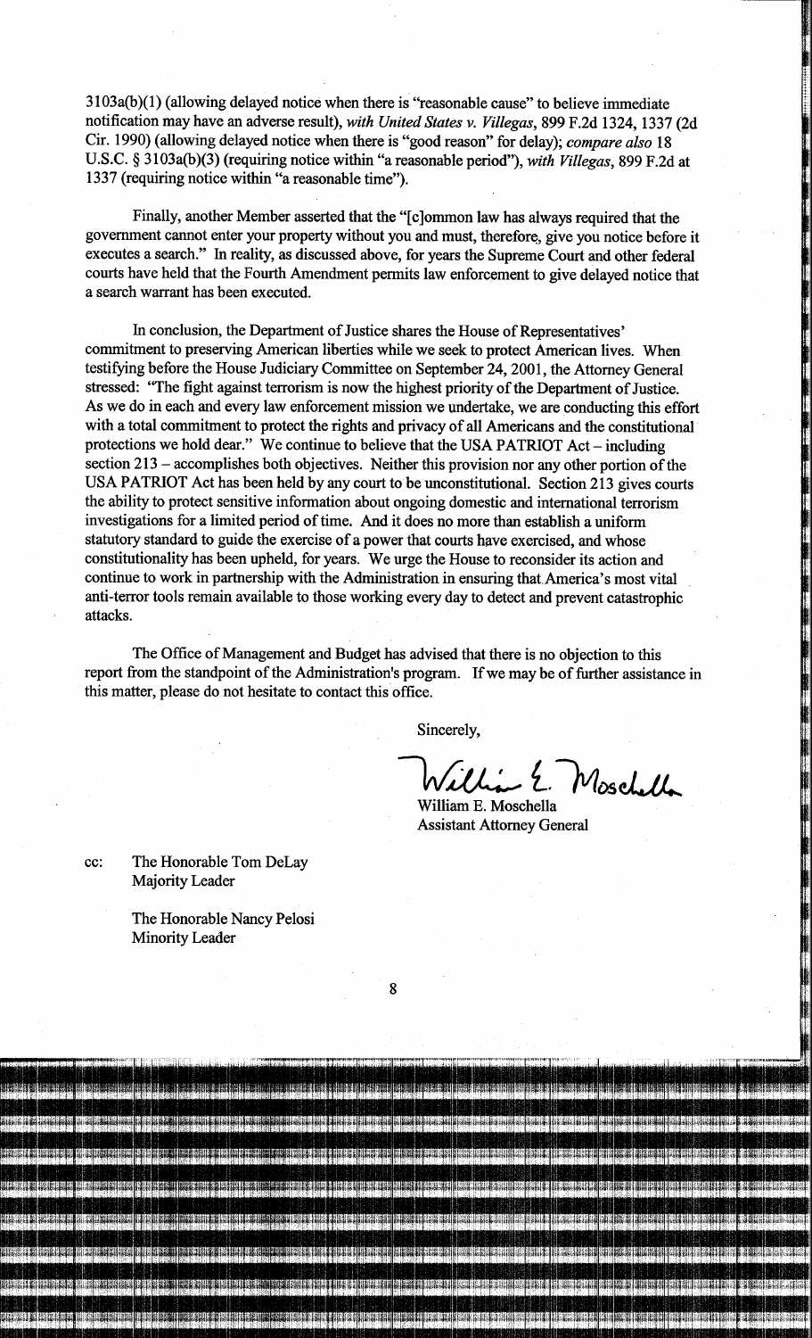3103a(b)(1) (allowing delayed notice when there is "reasonable cause" to believe immediate notification may have an adverse result), *with United States v. Villegas*, 899 F.2d 1324, 1337 (2d Cir. 1990) (allowing delayed notice when there is "good reason" for delay); *compare also* 18 U.S.C. § 3103a(b)(3) (requiring notice within "a reasonable period"), *with Villegas*, 899 F.2d at 1337 (requiring notice within "a reasonable time").

Finally, another Member asserted that the "[c]ommon law has always required that the government cannot enter your property without you and must, therefore, give you notice before it executes a search." In reality, as discussed above, for years the Supreme Court and other federal courts have held that the Fourth Amendment permits law enforcement to give delayed notice that a search warrant has been executed.

In conclusion, the Department of Justice shares the House of Representatives' commitment to preserving American liberties while we seek to protect American lives. When testifying before the House Judiciary Committee on September 24, 2001, the Attorney General stressed: "The fight against terrorism is now the highest priority of the Department of Justice. As we do in each and every law enforcement mission we undertake, we are conducting this effort with a total commitment to protect the rights and privacy of all Americans and the constitutional protections we hold dear." We continue to believe that the USA PATRIOT Act – including section 213 – accomplishes both objectives. Neither this provision nor any other portion of the USA PATRIOT Act has been held by any court to be unconstitutional. Section 213 gives courts the ability to protect sensitive information about ongoing domestic and international terrorism investigations for a limited period of time. And it does no more than establish a uniform statutory standard to guide the exercise of a power that courts have exercised, and whose constitutionality has been upheld, for years. We urge the House to reconsider its action and continue to work in partnership with the Administration in ensuring that America's most vital anti-terror tools remain available to those working every day to detect and prevent catastrophic attacks.

The Office of Management and Budget has advised that there is no objection to this report from the standpoint of the Administration's program. If we may be of further assistance in this matter, please do not hesitate to contact this office.

Sincerely,

William E. Moschella

William E. Moschella
Assistant Attorney General

cc: The Honorable Tom DeLay
Majority Leader

The Honorable Nancy Pelosi
Minority Leader